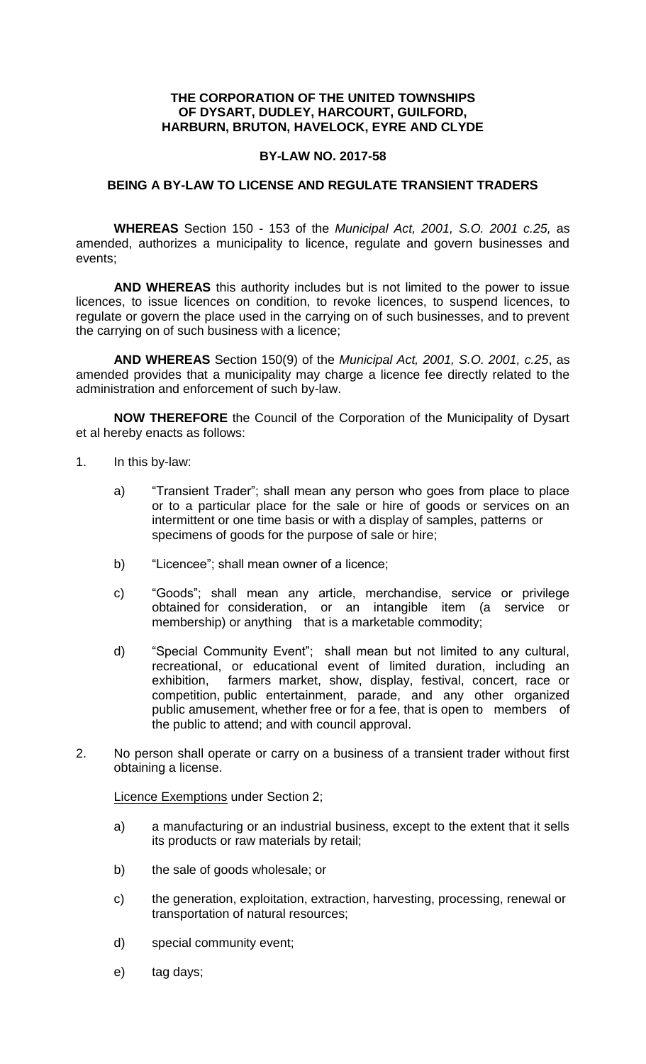**THE CORPORATION OF THE UNITED TOWNSHIPS OF DYSART, DUDLEY, HARCOURT, GUILFORD, HARBURN, BRUTON, HAVELOCK, EYRE AND CLYDE**

**BY-LAW NO. 2017-58**

**BEING A BY-LAW TO LICENSE AND REGULATE TRANSIENT TRADERS**

**WHEREAS** Section 150 - 153 of the *Municipal Act, 2001, S.O. 2001 c.25,* as amended, authorizes a municipality to licence, regulate and govern businesses and events;

**AND WHEREAS** this authority includes but is not limited to the power to issue licences, to issue licences on condition, to revoke licences, to suspend licences, to regulate or govern the place used in the carrying on of such businesses, and to prevent the carrying on of such business with a licence;

**AND WHEREAS** Section 150(9) of the *Municipal Act, 2001, S.O. 2001, c.25*, as amended provides that a municipality may charge a licence fee directly related to the administration and enforcement of such by-law.

**NOW THEREFORE** the Council of the Corporation of the Municipality of Dysart et al hereby enacts as follows:

1. In this by-law:

   a) "Transient Trader"; shall mean any person who goes from place to place or to a particular place for the sale or hire of goods or services on an intermittent or one time basis or with a display of samples, patterns or specimens of goods for the purpose of sale or hire;

   b) "Licencee"; shall mean owner of a licence;

   c) "Goods"; shall mean any article, merchandise, service or privilege obtained for consideration, or an intangible item (a service or membership) or anything that is a marketable commodity;

   d) "Special Community Event"; shall mean but not limited to any cultural, recreational, or educational event of limited duration, including an exhibition, farmers market, show, display, festival, concert, race or competition, public entertainment, parade, and any other organized public amusement, whether free or for a fee, that is open to members of the public to attend; and with council approval.

2. No person shall operate or carry on a business of a transient trader without first obtaining a license.

   Licence Exemptions under Section 2;

   a) a manufacturing or an industrial business, except to the extent that it sells its products or raw materials by retail;

   b) the sale of goods wholesale; or

   c) the generation, exploitation, extraction, harvesting, processing, renewal or transportation of natural resources;

   d) special community event;

   e) tag days;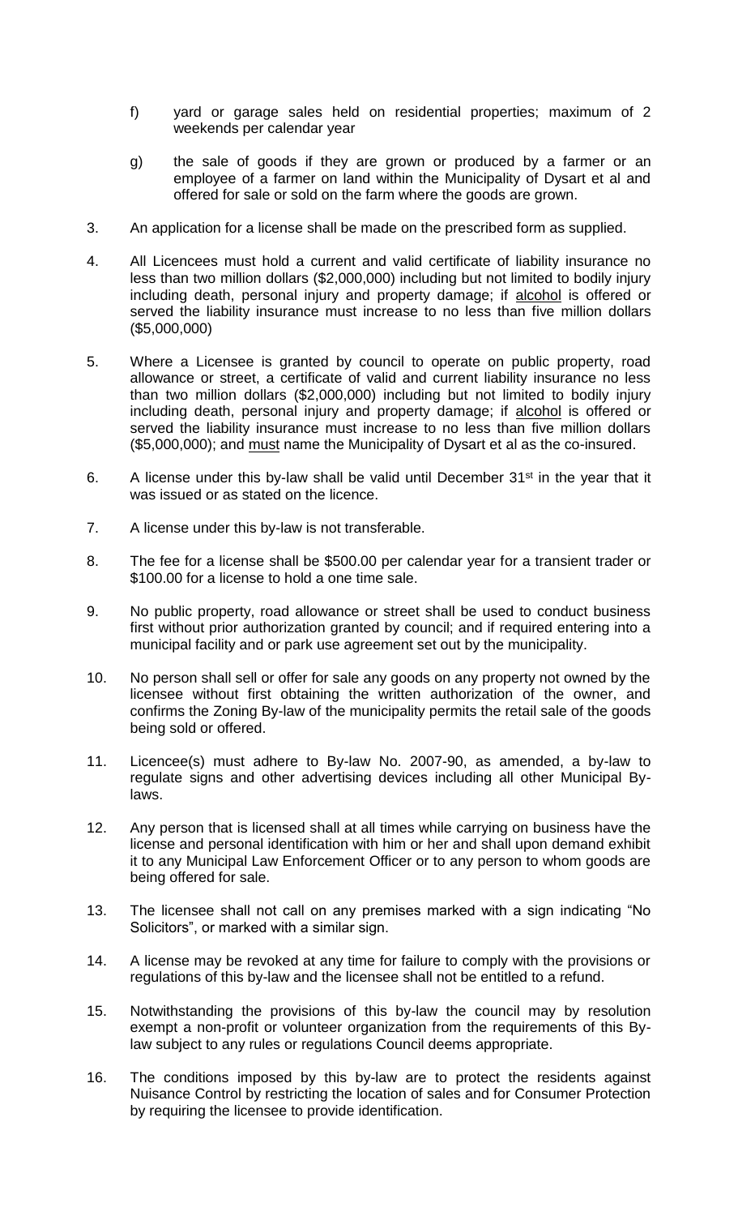f) yard or garage sales held on residential properties; maximum of 2 weekends per calendar year

g) the sale of goods if they are grown or produced by a farmer or an employee of a farmer on land within the Municipality of Dysart et al and offered for sale or sold on the farm where the goods are grown.

3. An application for a license shall be made on the prescribed form as supplied.

4. All Licencees must hold a current and valid certificate of liability insurance no less than two million dollars ($2,000,000) including but not limited to bodily injury including death, personal injury and property damage; if <u>alcohol</u> is offered or served the liability insurance must increase to no less than five million dollars ($5,000,000)

5. Where a Licensee is granted by council to operate on public property, road allowance or street, a certificate of valid and current liability insurance no less than two million dollars ($2,000,000) including but not limited to bodily injury including death, personal injury and property damage; if <u>alcohol</u> is offered or served the liability insurance must increase to no less than five million dollars ($5,000,000); and <u>must</u> name the Municipality of Dysart et al as the co-insured.

6. A license under this by-law shall be valid until December 31st in the year that it was issued or as stated on the licence.

7. A license under this by-law is not transferable.

8. The fee for a license shall be $500.00 per calendar year for a transient trader or $100.00 for a license to hold a one time sale.

9. No public property, road allowance or street shall be used to conduct business first without prior authorization granted by council; and if required entering into a municipal facility and or park use agreement set out by the municipality.

10. No person shall sell or offer for sale any goods on any property not owned by the licensee without first obtaining the written authorization of the owner, and confirms the Zoning By-law of the municipality permits the retail sale of the goods being sold or offered.

11. Licencee(s) must adhere to By-law No. 2007-90, as amended, a by-law to regulate signs and other advertising devices including all other Municipal By-laws.

12. Any person that is licensed shall at all times while carrying on business have the license and personal identification with him or her and shall upon demand exhibit it to any Municipal Law Enforcement Officer or to any person to whom goods are being offered for sale.

13. The licensee shall not call on any premises marked with a sign indicating "No Solicitors", or marked with a similar sign.

14. A license may be revoked at any time for failure to comply with the provisions or regulations of this by-law and the licensee shall not be entitled to a refund.

15. Notwithstanding the provisions of this by-law the council may by resolution exempt a non-profit or volunteer organization from the requirements of this By-law subject to any rules or regulations Council deems appropriate.

16. The conditions imposed by this by-law are to protect the residents against Nuisance Control by restricting the location of sales and for Consumer Protection by requiring the licensee to provide identification.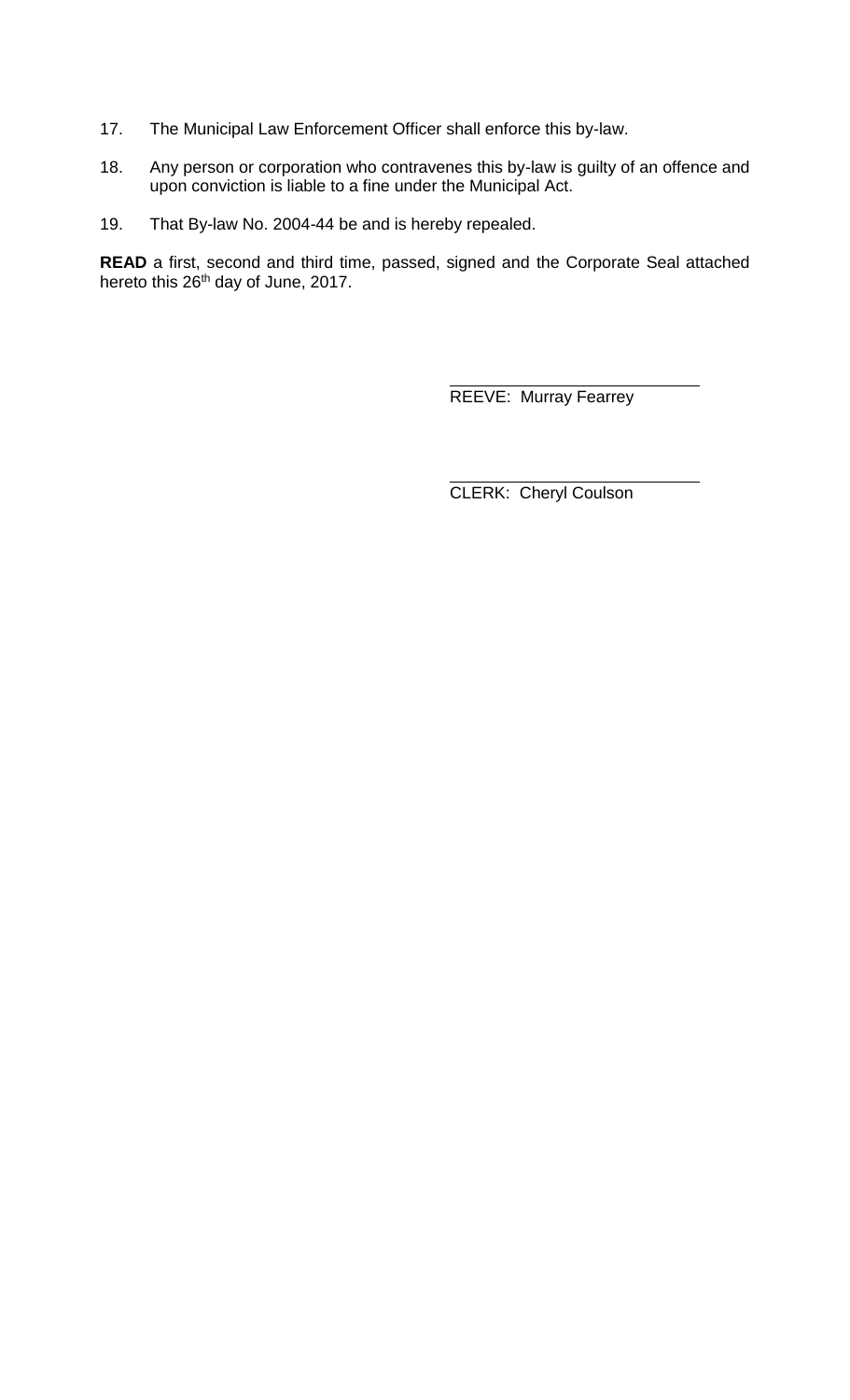17. The Municipal Law Enforcement Officer shall enforce this by-law.

18. Any person or corporation who contravenes this by-law is guilty of an offence and upon conviction is liable to a fine under the Municipal Act.

19. That By-law No. 2004-44 be and is hereby repealed.

**READ** a first, second and third time, passed, signed and the Corporate Seal attached hereto this 26th day of June, 2017.

REEVE: Murray Fearrey

CLERK: Cheryl Coulson